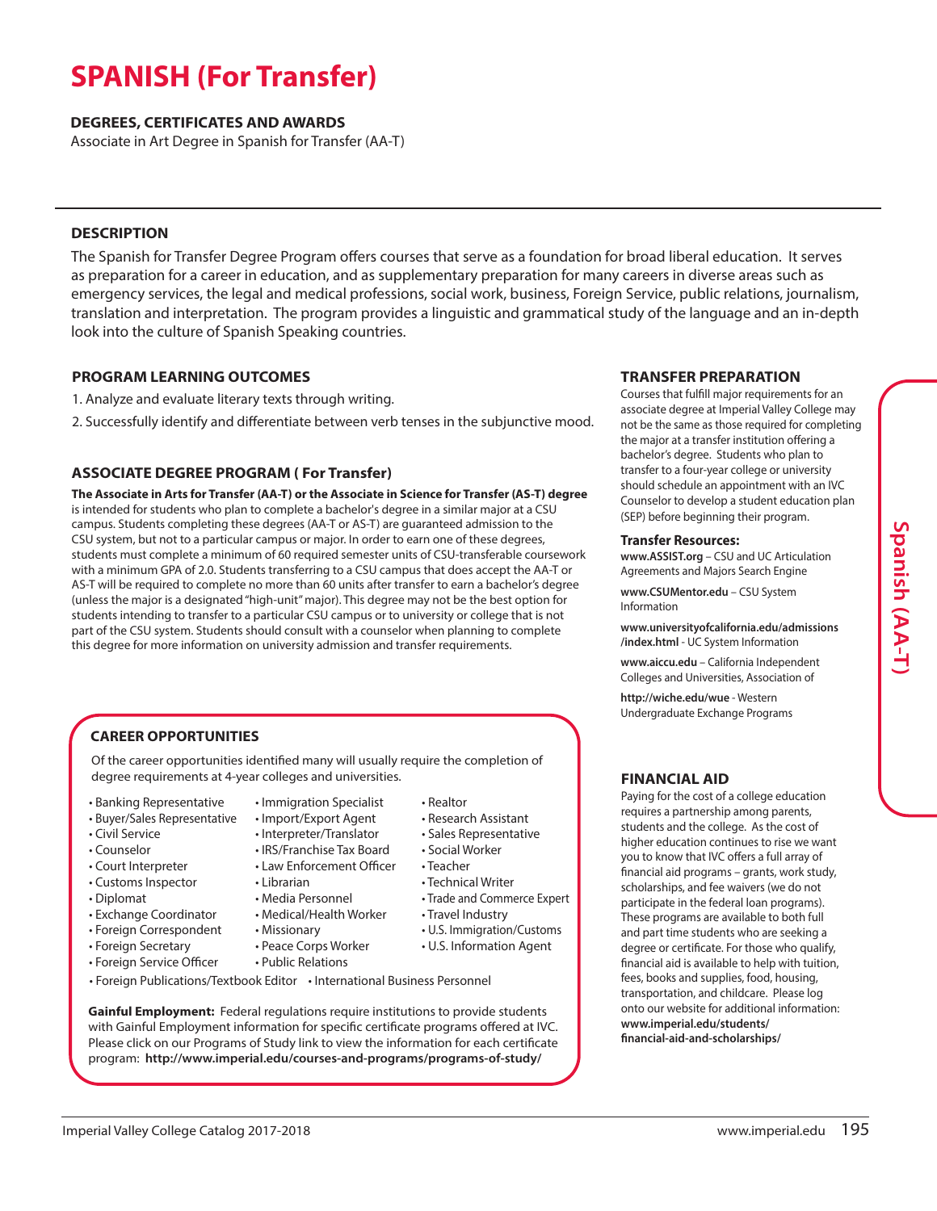# SPANISH (For Transfer)

## DEGREES, CERTIFICATES AND AWARDS

Associate in Art Degree in Spanish for Transfer (AA-T)

## DESCRIPTION

The Spanish for Transfer Degree Program offers courses that serve as a foundation for broad liberal education. It serves as preparation for a career in education, and as supplementary preparation for many careers in diverse areas such as emergency services, the legal and medical professions, social work, business, Foreign Service, public relations, journalism, translation and interpretation. The program provides a linguistic and grammatical study of the language and an in-depth look into the culture of Spanish Speaking countries.

## PROGRAM LEARNING OUTCOMES

1. Analyze and evaluate literary texts through writing.
2. Successfully identify and differentiate between verb tenses in the subjunctive mood.

## ASSOCIATE DEGREE PROGRAM ( For Transfer)

**The Associate in Arts for Transfer (AA-T) or the Associate in Science for Transfer (AS-T) degree** is intended for students who plan to complete a bachelor's degree in a similar major at a CSU campus. Students completing these degrees (AA-T or AS-T) are guaranteed admission to the CSU system, but not to a particular campus or major. In order to earn one of these degrees, students must complete a minimum of 60 required semester units of CSU-transferable coursework with a minimum GPA of 2.0. Students transferring to a CSU campus that does accept the AA-T or AS-T will be required to complete no more than 60 units after transfer to earn a bachelor's degree (unless the major is a designated "high-unit" major). This degree may not be the best option for students intending to transfer to a particular CSU campus or to university or college that is not part of the CSU system. Students should consult with a counselor when planning to complete this degree for more information on university admission and transfer requirements.

## CAREER OPPORTUNITIES

Of the career opportunities identified many will usually require the completion of degree requirements at 4-year colleges and universities.

- Banking Representative
- Buyer/Sales Representative
- Civil Service
- Counselor
- Court Interpreter
- Customs Inspector
- Diplomat
- Exchange Coordinator
- Foreign Correspondent
- Foreign Secretary
- Foreign Service Officer
- Immigration Specialist
- Import/Export Agent
- Interpreter/Translator
- IRS/Franchise Tax Board
- Law Enforcement Officer
- Librarian
- Media Personnel
- Medical/Health Worker
- Missionary
- Peace Corps Worker
- Public Relations
- Realtor
- Research Assistant
- Sales Representative
- Social Worker
- Teacher
- Technical Writer
- Trade and Commerce Expert
- Travel Industry
- U.S. Immigration/Customs
- U.S. Information Agent
- Foreign Publications/Textbook Editor
- International Business Personnel

**Gainful Employment:** Federal regulations require institutions to provide students with Gainful Employment information for specific certificate programs offered at IVC. Please click on our Programs of Study link to view the information for each certificate program: **http://www.imperial.edu/courses-and-programs/programs-of-study/**

## TRANSFER PREPARATION

Courses that fulfill major requirements for an associate degree at Imperial Valley College may not be the same as those required for completing the major at a transfer institution offering a bachelor's degree. Students who plan to transfer to a four-year college or university should schedule an appointment with an IVC Counselor to develop a student education plan (SEP) before beginning their program.

### Transfer Resources:

**www.ASSIST.org** – CSU and UC Articulation Agreements and Majors Search Engine

**www.CSUMentor.edu** – CSU System Information

**www.universityofcalifornia.edu/admissions/index.html** - UC System Information

**www.aiccu.edu** – California Independent Colleges and Universities, Association of

**http://wiche.edu/wue** - Western Undergraduate Exchange Programs

## FINANCIAL AID

Paying for the cost of a college education requires a partnership among parents, students and the college. As the cost of higher education continues to rise we want you to know that IVC offers a full array of financial aid programs – grants, work study, scholarships, and fee waivers (we do not participate in the federal loan programs). These programs are available to both full and part time students who are seeking a degree or certificate. For those who qualify, financial aid is available to help with tuition, fees, books and supplies, food, housing, transportation, and childcare. Please log onto our website for additional information: **www.imperial.edu/students/financial-aid-and-scholarships/**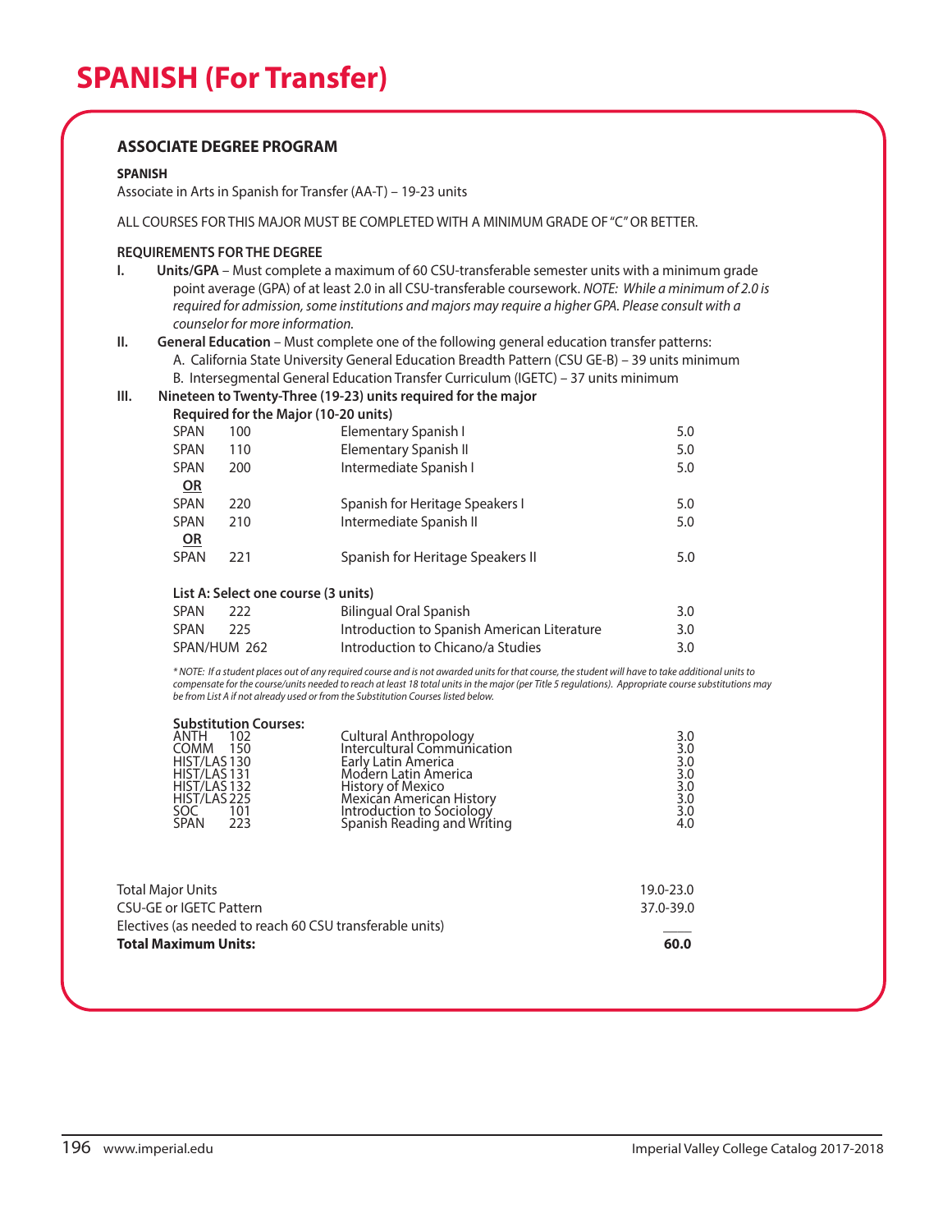# SPANISH (For Transfer)

## ASSOCIATE DEGREE PROGRAM

**SPANISH**

Associate in Arts in Spanish for Transfer (AA-T) – 19-23 units

ALL COURSES FOR THIS MAJOR MUST BE COMPLETED WITH A MINIMUM GRADE OF "C" OR BETTER.

**REQUIREMENTS FOR THE DEGREE**

I. **Units/GPA** – Must complete a maximum of 60 CSU-transferable semester units with a minimum grade point average (GPA) of at least 2.0 in all CSU-transferable coursework. *NOTE: While a minimum of 2.0 is required for admission, some institutions and majors may require a higher GPA. Please consult with a counselor for more information.*

II. **General Education** – Must complete one of the following general education transfer patterns:
   A. California State University General Education Breadth Pattern (CSU GE-B) – 39 units minimum
   B. Intersegmental General Education Transfer Curriculum (IGETC) – 37 units minimum

III. **Nineteen to Twenty-Three (19-23) units required for the major**

**Required for the Major (10-20 units)**

| | | | |
|---|---|---|---|
| SPAN | 100 | Elementary Spanish I | 5.0 |
| SPAN | 110 | Elementary Spanish II | 5.0 |
| SPAN | 200 | Intermediate Spanish I | 5.0 |
| **OR** | | | |
| SPAN | 220 | Spanish for Heritage Speakers I | 5.0 |
| SPAN | 210 | Intermediate Spanish II | 5.0 |
| **OR** | | | |
| SPAN | 221 | Spanish for Heritage Speakers II | 5.0 |

**List A: Select one course (3 units)**

| | | | |
|---|---|---|---|
| SPAN | 222 | Bilingual Oral Spanish | 3.0 |
| SPAN | 225 | Introduction to Spanish American Literature | 3.0 |
| SPAN/HUM | 262 | Introduction to Chicano/a Studies | 3.0 |

*\* NOTE: If a student places out of any required course and is not awarded units for that course, the student will have to take additional units to compensate for the course/units needed to reach at least 18 total units in the major (per Title 5 regulations). Appropriate course substitutions may be from List A if not already used or from the Substitution Courses listed below.*

**Substitution Courses:**

| | | | |
|---|---|---|---|
| ANTH | 102 | Cultural Anthropology | 3.0 |
| COMM | 150 | Intercultural Communication | 3.0 |
| HIST/LAS | 130 | Early Latin America | 3.0 |
| HIST/LAS | 131 | Modern Latin America | 3.0 |
| HIST/LAS | 132 | History of Mexico | 3.0 |
| HIST/LAS | 225 | Mexican American History | 3.0 |
| SOC | 101 | Introduction to Sociology | 3.0 |
| SPAN | 223 | Spanish Reading and Writing | 4.0 |

| | |
|---|---|
| Total Major Units | 19.0-23.0 |
| CSU-GE or IGETC Pattern | 37.0-39.0 |
| Electives (as needed to reach 60 CSU transferable units) | ____ |
| **Total Maximum Units:** | **60.0** |